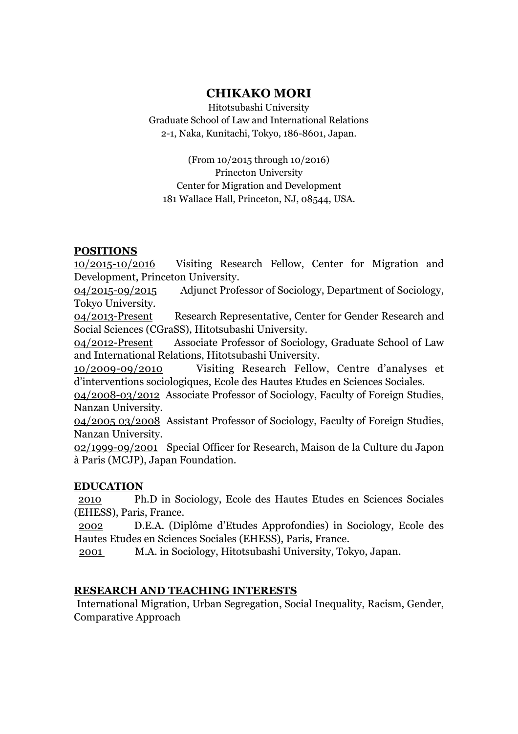# CHIKAKO MORI

Hitotsubashi University  
Graduate School of Law and International Relations  
2-1, Naka, Kunitachi, Tokyo, 186-8601, Japan.

(From 10/2015 through 10/2016)  
Princeton University  
Center for Migration and Development  
181 Wallace Hall, Princeton, NJ, 08544, USA.

## POSITIONS

10/2015-10/2016 Visiting Research Fellow, Center for Migration and Development, Princeton University.

04/2015-09/2015 Adjunct Professor of Sociology, Department of Sociology, Tokyo University.

04/2013-Present Research Representative, Center for Gender Research and Social Sciences (CGraSS), Hitotsubashi University.

04/2012-Present Associate Professor of Sociology, Graduate School of Law and International Relations, Hitotsubashi University.

10/2009-09/2010 Visiting Research Fellow, Centre d'analyses et d'interventions sociologiques, Ecole des Hautes Etudes en Sciences Sociales.

04/2008-03/2012 Associate Professor of Sociology, Faculty of Foreign Studies, Nanzan University.

04/2005 03/2008 Assistant Professor of Sociology, Faculty of Foreign Studies, Nanzan University.

02/1999-09/2001 Special Officer for Research, Maison de la Culture du Japon à Paris (MCJP), Japan Foundation.

## EDUCATION

2010 Ph.D in Sociology, Ecole des Hautes Etudes en Sciences Sociales (EHESS), Paris, France.

2002 D.E.A. (Diplôme d'Etudes Approfondies) in Sociology, Ecole des Hautes Etudes en Sciences Sociales (EHESS), Paris, France.

2001 M.A. in Sociology, Hitotsubashi University, Tokyo, Japan.

## RESEARCH AND TEACHING INTERESTS

International Migration, Urban Segregation, Social Inequality, Racism, Gender, Comparative Approach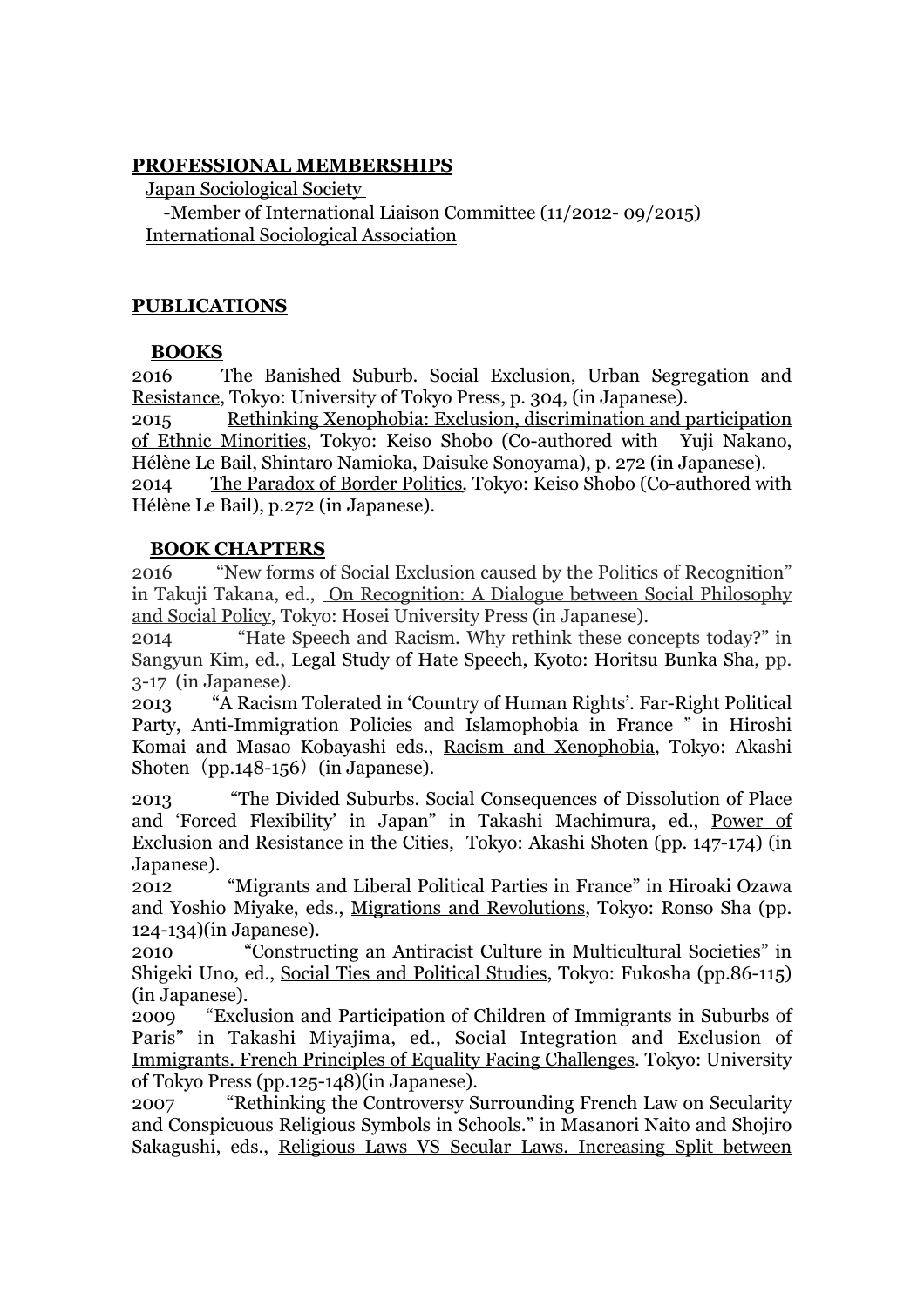## PROFESSIONAL MEMBERSHIPS

Japan Sociological Society

-Member of International Liaison Committee (11/2012- 09/2015)

International Sociological Association

## PUBLICATIONS

### BOOKS

2016 The Banished Suburb. Social Exclusion, Urban Segregation and Resistance, Tokyo: University of Tokyo Press, p. 304, (in Japanese).

2015 Rethinking Xenophobia: Exclusion, discrimination and participation of Ethnic Minorities, Tokyo: Keiso Shobo (Co-authored with Yuji Nakano, Hélène Le Bail, Shintaro Namioka, Daisuke Sonoyama), p. 272 (in Japanese).

2014 The Paradox of Border Politics, Tokyo: Keiso Shobo (Co-authored with Hélène Le Bail), p.272 (in Japanese).

### BOOK CHAPTERS

2016 "New forms of Social Exclusion caused by the Politics of Recognition" in Takuji Takana, ed., On Recognition: A Dialogue between Social Philosophy and Social Policy, Tokyo: Hosei University Press (in Japanese).

2014 "Hate Speech and Racism. Why rethink these concepts today?" in Sangyun Kim, ed., Legal Study of Hate Speech, Kyoto: Horitsu Bunka Sha, pp. 3-17 (in Japanese).

2013 "A Racism Tolerated in 'Country of Human Rights'. Far-Right Political Party, Anti-Immigration Policies and Islamophobia in France " in Hiroshi Komai and Masao Kobayashi eds., Racism and Xenophobia, Tokyo: Akashi Shoten（pp.148-156）(in Japanese).

2013 "The Divided Suburbs. Social Consequences of Dissolution of Place and 'Forced Flexibility' in Japan" in Takashi Machimura, ed., Power of Exclusion and Resistance in the Cities, Tokyo: Akashi Shoten (pp. 147-174) (in Japanese).

2012 "Migrants and Liberal Political Parties in France" in Hiroaki Ozawa and Yoshio Miyake, eds., Migrations and Revolutions, Tokyo: Ronso Sha (pp. 124-134)(in Japanese).

2010 "Constructing an Antiracist Culture in Multicultural Societies" in Shigeki Uno, ed., Social Ties and Political Studies, Tokyo: Fukosha (pp.86-115) (in Japanese).

2009 "Exclusion and Participation of Children of Immigrants in Suburbs of Paris" in Takashi Miyajima, ed., Social Integration and Exclusion of Immigrants. French Principles of Equality Facing Challenges. Tokyo: University of Tokyo Press (pp.125-148)(in Japanese).

2007 "Rethinking the Controversy Surrounding French Law on Secularity and Conspicuous Religious Symbols in Schools." in Masanori Naito and Shojiro Sakagushi, eds., Religious Laws VS Secular Laws. Increasing Split between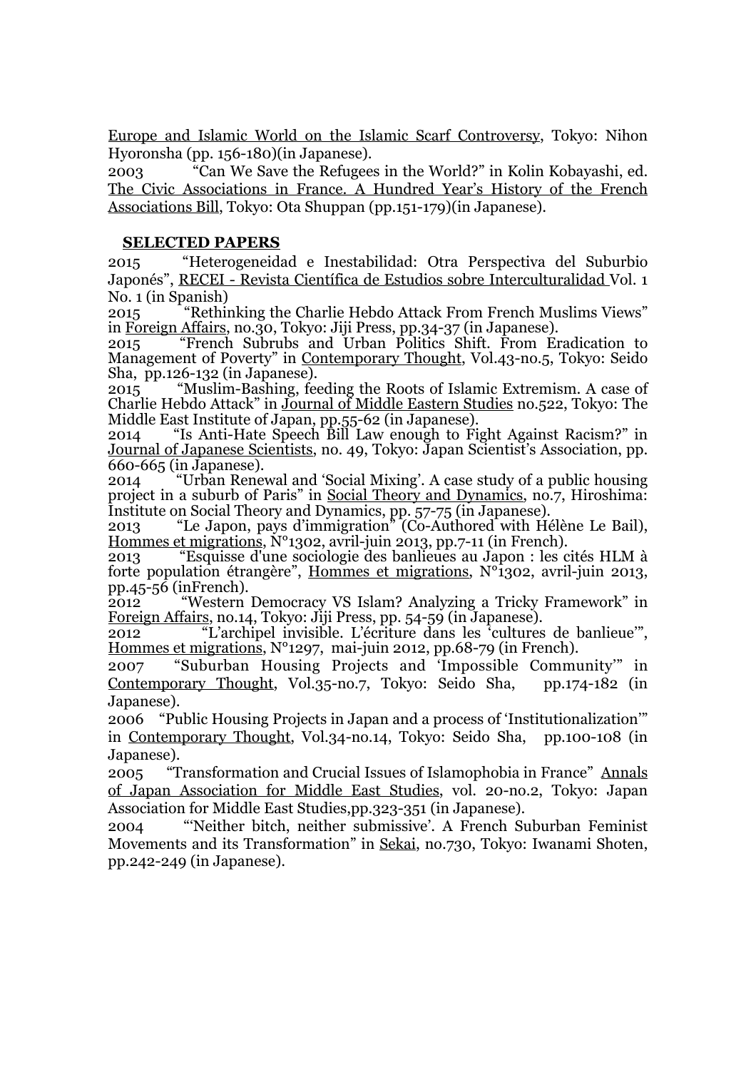Europe and Islamic World on the Islamic Scarf Controversy, Tokyo: Nihon Hyoronsha (pp. 156-180)(in Japanese).

2003 "Can We Save the Refugees in the World?" in Kolin Kobayashi, ed. The Civic Associations in France. A Hundred Year's History of the French Associations Bill, Tokyo: Ota Shuppan (pp.151-179)(in Japanese).

## SELECTED PAPERS

2015 "Heterogeneidad e Inestabilidad: Otra Perspectiva del Suburbio Japonés", RECEI - Revista Científica de Estudios sobre Interculturalidad Vol. 1 No. 1 (in Spanish)

2015 "Rethinking the Charlie Hebdo Attack From French Muslims Views" in Foreign Affairs, no.30, Tokyo: Jiji Press, pp.34-37 (in Japanese).

2015 "French Subrubs and Urban Politics Shift. From Eradication to Management of Poverty" in Contemporary Thought, Vol.43-no.5, Tokyo: Seido Sha, pp.126-132 (in Japanese).

2015 "Muslim-Bashing, feeding the Roots of Islamic Extremism. A case of Charlie Hebdo Attack" in Journal of Middle Eastern Studies no.522, Tokyo: The Middle East Institute of Japan, pp.55-62 (in Japanese).

2014 "Is Anti-Hate Speech Bill Law enough to Fight Against Racism?" in Journal of Japanese Scientists, no. 49, Tokyo: Japan Scientist's Association, pp. 660-665 (in Japanese).

2014 "Urban Renewal and 'Social Mixing'. A case study of a public housing project in a suburb of Paris" in Social Theory and Dynamics, no.7, Hiroshima: Institute on Social Theory and Dynamics, pp. 57-75 (in Japanese).

2013 "Le Japon, pays d'immigration" (Co-Authored with Hélène Le Bail), Hommes et migrations, N°1302, avril-juin 2013, pp.7-11 (in French).

2013 "Esquisse d'une sociologie des banlieues au Japon : les cités HLM à forte population étrangère", Hommes et migrations, N°1302, avril-juin 2013, pp.45-56 (inFrench).

2012 "Western Democracy VS Islam? Analyzing a Tricky Framework" in Foreign Affairs, no.14, Tokyo: Jiji Press, pp. 54-59 (in Japanese).

2012 "L'archipel invisible. L'écriture dans les 'cultures de banlieue'", Hommes et migrations, N°1297, mai-juin 2012, pp.68-79 (in French).

2007 "Suburban Housing Projects and 'Impossible Community'" in Contemporary Thought, Vol.35-no.7, Tokyo: Seido Sha, pp.174-182 (in Japanese).

2006 "Public Housing Projects in Japan and a process of 'Institutionalization'" in Contemporary Thought, Vol.34-no.14, Tokyo: Seido Sha, pp.100-108 (in Japanese).

2005 "Transformation and Crucial Issues of Islamophobia in France" Annals of Japan Association for Middle East Studies, vol. 20-no.2, Tokyo: Japan Association for Middle East Studies,pp.323-351 (in Japanese).

2004 "'Neither bitch, neither submissive'. A French Suburban Feminist Movements and its Transformation" in Sekai, no.730, Tokyo: Iwanami Shoten, pp.242-249 (in Japanese).